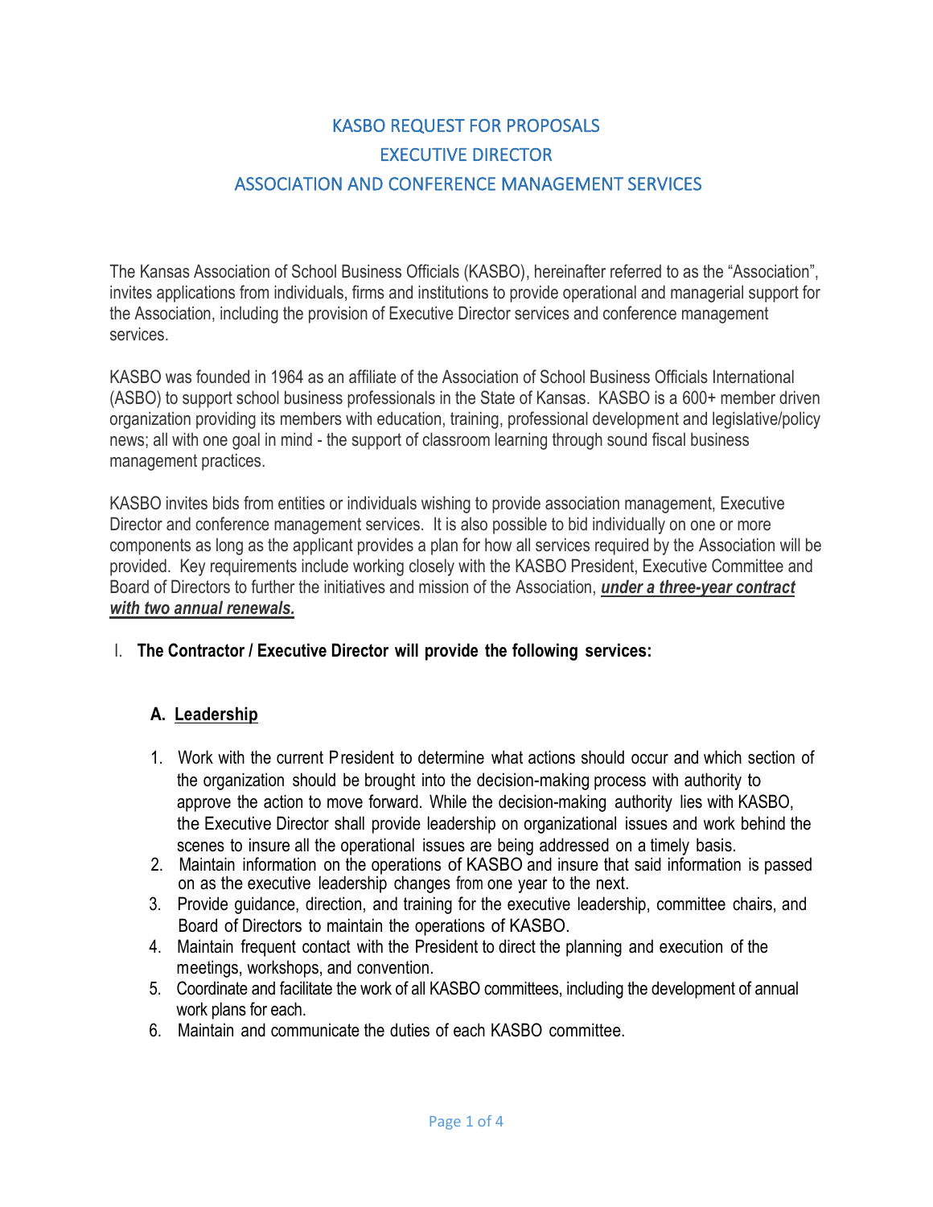# KASBO REQUEST FOR PROPOSALS
# EXECUTIVE DIRECTOR
# ASSOCIATION AND CONFERENCE MANAGEMENT SERVICES

The Kansas Association of School Business Officials (KASBO), hereinafter referred to as the "Association", invites applications from individuals, firms and institutions to provide operational and managerial support for the Association, including the provision of Executive Director services and conference management services.

KASBO was founded in 1964 as an affiliate of the Association of School Business Officials International (ASBO) to support school business professionals in the State of Kansas. KASBO is a 600+ member driven organization providing its members with education, training, professional development and legislative/policy news; all with one goal in mind - the support of classroom learning through sound fiscal business management practices.

KASBO invites bids from entities or individuals wishing to provide association management, Executive Director and conference management services. It is also possible to bid individually on one or more components as long as the applicant provides a plan for how all services required by the Association will be provided. Key requirements include working closely with the KASBO President, Executive Committee and Board of Directors to further the initiatives and mission of the Association, ***under a three-year contract with two annual renewals.***

## I. The Contractor / Executive Director will provide the following services:

### A. Leadership

1. Work with the current President to determine what actions should occur and which section of the organization should be brought into the decision-making process with authority to approve the action to move forward. While the decision-making authority lies with KASBO, the Executive Director shall provide leadership on organizational issues and work behind the scenes to insure all the operational issues are being addressed on a timely basis.
2. Maintain information on the operations of KASBO and insure that said information is passed on as the executive leadership changes from one year to the next.
3. Provide guidance, direction, and training for the executive leadership, committee chairs, and Board of Directors to maintain the operations of KASBO.
4. Maintain frequent contact with the President to direct the planning and execution of the meetings, workshops, and convention.
5. Coordinate and facilitate the work of all KASBO committees, including the development of annual work plans for each.
6. Maintain and communicate the duties of each KASBO committee.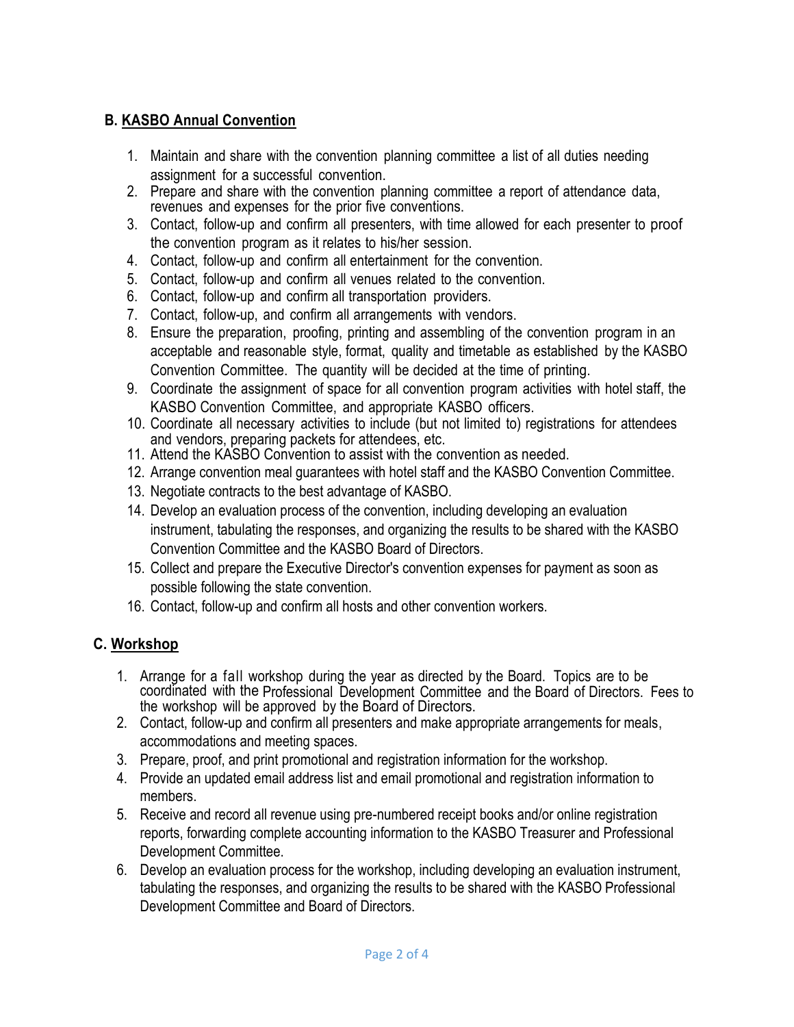## B. KASBO Annual Convention

1. Maintain and share with the convention planning committee a list of all duties needing assignment for a successful convention.
2. Prepare and share with the convention planning committee a report of attendance data, revenues and expenses for the prior five conventions.
3. Contact, follow-up and confirm all presenters, with time allowed for each presenter to proof the convention program as it relates to his/her session.
4. Contact, follow-up and confirm all entertainment for the convention.
5. Contact, follow-up and confirm all venues related to the convention.
6. Contact, follow-up and confirm all transportation providers.
7. Contact, follow-up, and confirm all arrangements with vendors.
8. Ensure the preparation, proofing, printing and assembling of the convention program in an acceptable and reasonable style, format, quality and timetable as established by the KASBO Convention Committee. The quantity will be decided at the time of printing.
9. Coordinate the assignment of space for all convention program activities with hotel staff, the KASBO Convention Committee, and appropriate KASBO officers.
10. Coordinate all necessary activities to include (but not limited to) registrations for attendees and vendors, preparing packets for attendees, etc.
11. Attend the KASBO Convention to assist with the convention as needed.
12. Arrange convention meal guarantees with hotel staff and the KASBO Convention Committee.
13. Negotiate contracts to the best advantage of KASBO.
14. Develop an evaluation process of the convention, including developing an evaluation instrument, tabulating the responses, and organizing the results to be shared with the KASBO Convention Committee and the KASBO Board of Directors.
15. Collect and prepare the Executive Director's convention expenses for payment as soon as possible following the state convention.
16. Contact, follow-up and confirm all hosts and other convention workers.

## C. Workshop

1. Arrange for a fall workshop during the year as directed by the Board. Topics are to be coordinated with the Professional Development Committee and the Board of Directors. Fees to the workshop will be approved by the Board of Directors.
2. Contact, follow-up and confirm all presenters and make appropriate arrangements for meals, accommodations and meeting spaces.
3. Prepare, proof, and print promotional and registration information for the workshop.
4. Provide an updated email address list and email promotional and registration information to members.
5. Receive and record all revenue using pre-numbered receipt books and/or online registration reports, forwarding complete accounting information to the KASBO Treasurer and Professional Development Committee.
6. Develop an evaluation process for the workshop, including developing an evaluation instrument, tabulating the responses, and organizing the results to be shared with the KASBO Professional Development Committee and Board of Directors.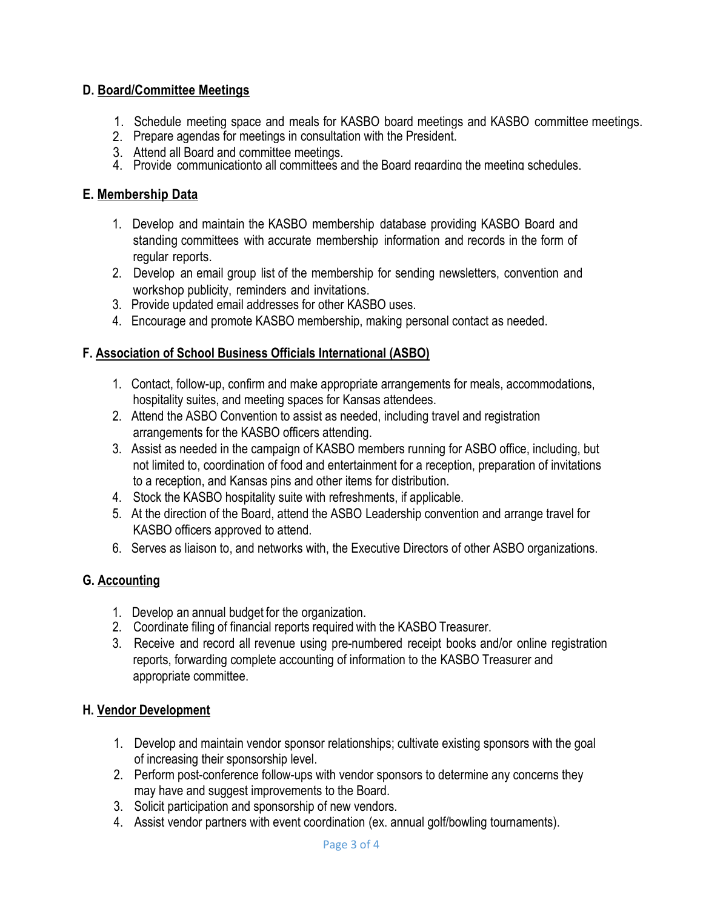**D. Board/Committee Meetings**

1. Schedule meeting space and meals for KASBO board meetings and KASBO committee meetings.
2. Prepare agendas for meetings in consultation with the President.
3. Attend all Board and committee meetings.
4. Provide communicationto all committees and the Board regarding the meeting schedules.

**E. Membership Data**

1. Develop and maintain the KASBO membership database providing KASBO Board and standing committees with accurate membership information and records in the form of regular reports.
2. Develop an email group list of the membership for sending newsletters, convention and workshop publicity, reminders and invitations.
3. Provide updated email addresses for other KASBO uses.
4. Encourage and promote KASBO membership, making personal contact as needed.

**F. Association of School Business Officials International (ASBO)**

1. Contact, follow-up, confirm and make appropriate arrangements for meals, accommodations, hospitality suites, and meeting spaces for Kansas attendees.
2. Attend the ASBO Convention to assist as needed, including travel and registration arrangements for the KASBO officers attending.
3. Assist as needed in the campaign of KASBO members running for ASBO office, including, but not limited to, coordination of food and entertainment for a reception, preparation of invitations to a reception, and Kansas pins and other items for distribution.
4. Stock the KASBO hospitality suite with refreshments, if applicable.
5. At the direction of the Board, attend the ASBO Leadership convention and arrange travel for KASBO officers approved to attend.
6. Serves as liaison to, and networks with, the Executive Directors of other ASBO organizations.

**G. Accounting**

1. Develop an annual budget for the organization.
2. Coordinate filing of financial reports required with the KASBO Treasurer.
3. Receive and record all revenue using pre-numbered receipt books and/or online registration reports, forwarding complete accounting of information to the KASBO Treasurer and appropriate committee.

**H. Vendor Development**

1. Develop and maintain vendor sponsor relationships; cultivate existing sponsors with the goal of increasing their sponsorship level.
2. Perform post-conference follow-ups with vendor sponsors to determine any concerns they may have and suggest improvements to the Board.
3. Solicit participation and sponsorship of new vendors.
4. Assist vendor partners with event coordination (ex. annual golf/bowling tournaments).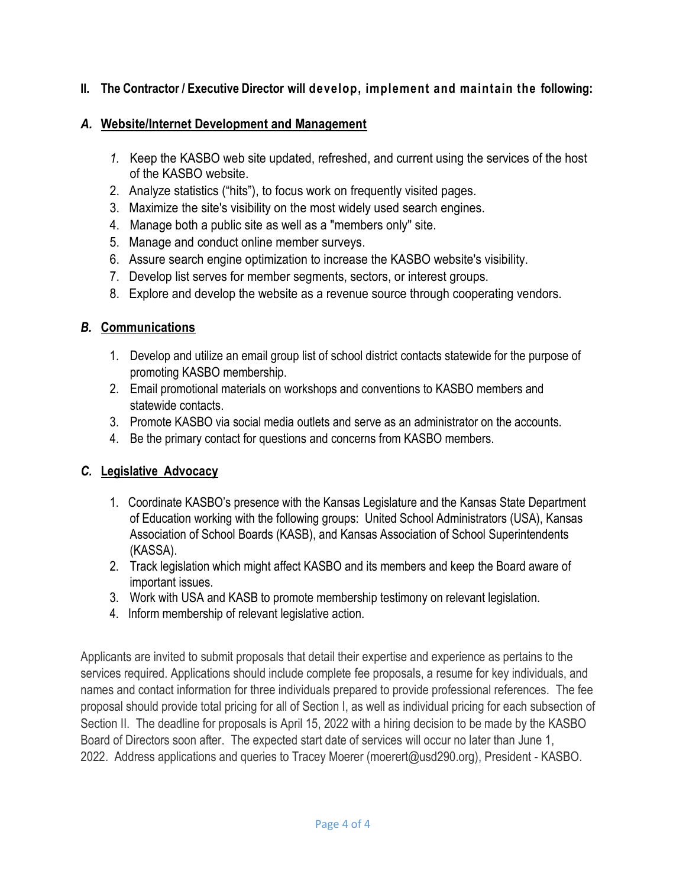## II. The Contractor / Executive Director will develop, implement and maintain the following:

### *A.* Website/Internet Development and Management

1. Keep the KASBO web site updated, refreshed, and current using the services of the host of the KASBO website.
2. Analyze statistics ("hits"), to focus work on frequently visited pages.
3. Maximize the site's visibility on the most widely used search engines.
4. Manage both a public site as well as a "members only" site.
5. Manage and conduct online member surveys.
6. Assure search engine optimization to increase the KASBO website's visibility.
7. Develop list serves for member segments, sectors, or interest groups.
8. Explore and develop the website as a revenue source through cooperating vendors.

### *B.* Communications

1. Develop and utilize an email group list of school district contacts statewide for the purpose of promoting KASBO membership.
2. Email promotional materials on workshops and conventions to KASBO members and statewide contacts.
3. Promote KASBO via social media outlets and serve as an administrator on the accounts.
4. Be the primary contact for questions and concerns from KASBO members.

### *C.* Legislative Advocacy

1. Coordinate KASBO's presence with the Kansas Legislature and the Kansas State Department of Education working with the following groups: United School Administrators (USA), Kansas Association of School Boards (KASB), and Kansas Association of School Superintendents (KASSA).
2. Track legislation which might affect KASBO and its members and keep the Board aware of important issues.
3. Work with USA and KASB to promote membership testimony on relevant legislation.
4. Inform membership of relevant legislative action.

Applicants are invited to submit proposals that detail their expertise and experience as pertains to the services required. Applications should include complete fee proposals, a resume for key individuals, and names and contact information for three individuals prepared to provide professional references. The fee proposal should provide total pricing for all of Section I, as well as individual pricing for each subsection of Section II. The deadline for proposals is April 15, 2022 with a hiring decision to be made by the KASBO Board of Directors soon after. The expected start date of services will occur no later than June 1, 2022. Address applications and queries to Tracey Moerer (moerert@usd290.org), President - KASBO.